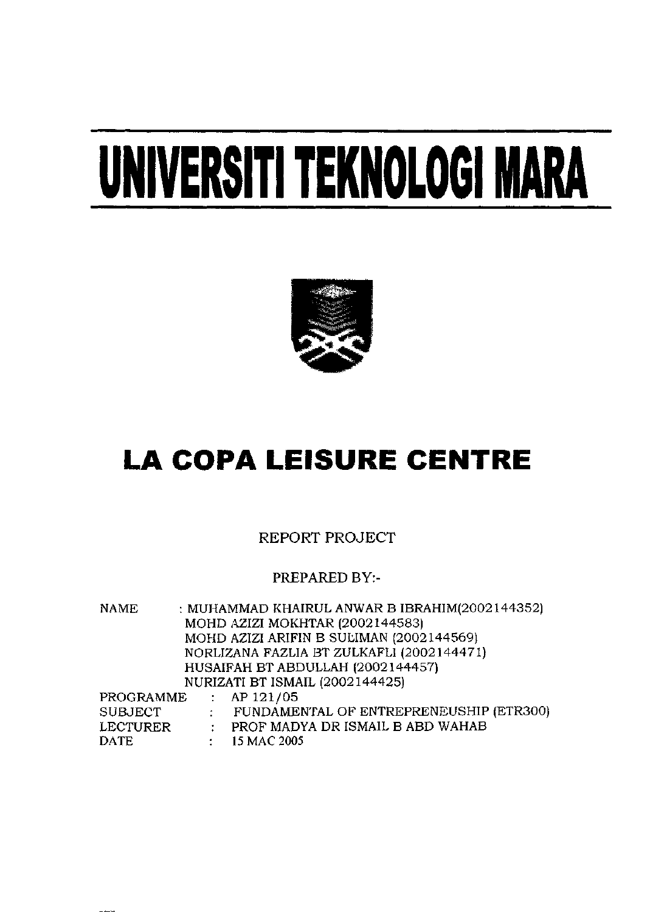# UNIVERSITI TEKNOLOGI MARA

# LA COPA LEISURE CENTRE

REPORT PROJECT

PREPARED BY:-

| | | |
|---|---|---|
| NAME | : | MUHAMMAD KHAIRUL ANWAR B IBRAHIM(2002144352) |
| | | MOHD AZIZI MOKHTAR (2002144583) |
| | | MOHD AZIZI ARIFIN B SULIMAN (2002144569) |
| | | NORLIZANA FAZLIA BT ZULKAFLI (2002144471) |
| | | HUSAIFAH BT ABDULLAH (2002144457) |
| | | NURIZATI BT ISMAIL (2002144425) |
| PROGRAMME | : | AP 121/05 |
| SUBJECT | : | FUNDAMENTAL OF ENTREPRENEUSHIP (ETR300) |
| LECTURER | : | PROF MADYA DR ISMAIL B ABD WAHAB |
| DATE | : | 15 MAC 2005 |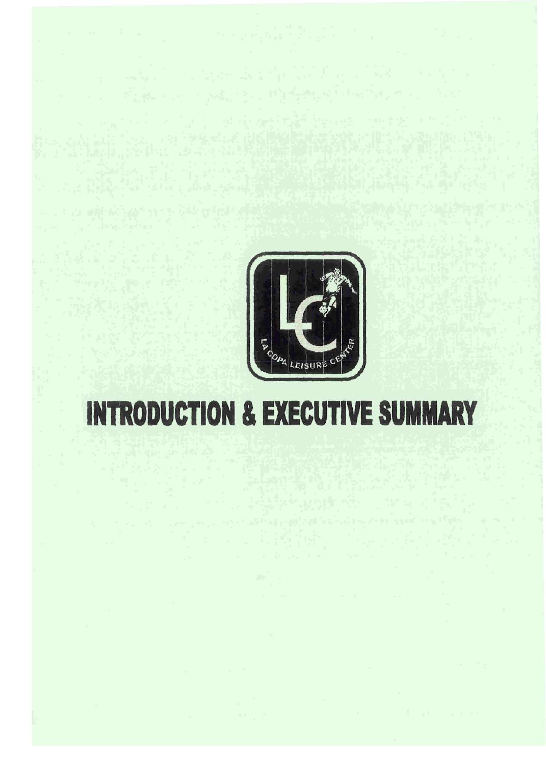LA COPA LEISURE CENTER

# INTRODUCTION & EXECUTIVE SUMMARY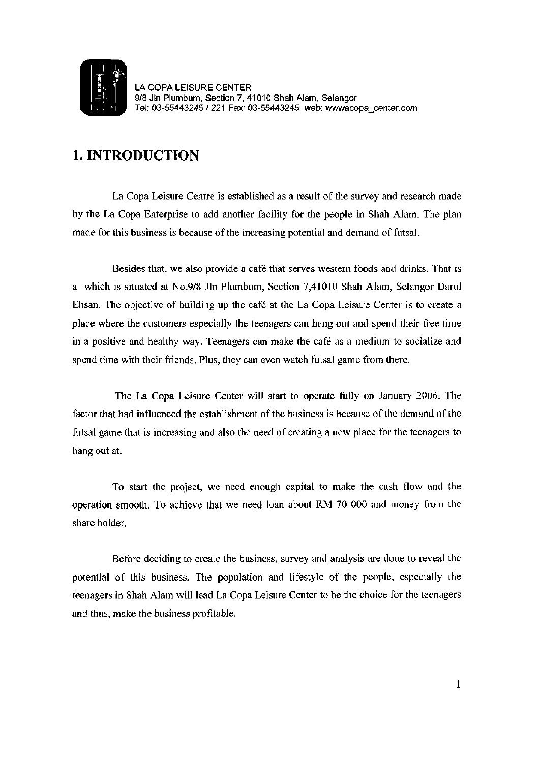LA COPA LEISURE CENTER
9/8 Jln Plumbum, Section 7, 41010 Shah Alam, Selangor
Tel: 03-55443245 / 221 Fax: 03-55443245 web: wwwacopa_center.com

# 1. INTRODUCTION

La Copa Leisure Centre is established as a result of the survey and research made by the La Copa Enterprise to add another facility for the people in Shah Alam. The plan made for this business is because of the increasing potential and demand of futsal.

Besides that, we also provide a café that serves western foods and drinks. That is a which is situated at No.9/8 Jln Plumbum, Section 7,41010 Shah Alam, Selangor Darul Ehsan. The objective of building up the café at the La Copa Leisure Center is to create a place where the customers especially the teenagers can hang out and spend their free time in a positive and healthy way. Teenagers can make the café as a medium to socialize and spend time with their friends. Plus, they can even watch futsal game from there.

The La Copa Leisure Center will start to operate fully on January 2006. The factor that had influenced the establishment of the business is because of the demand of the futsal game that is increasing and also the need of creating a new place for the teenagers to hang out at.

To start the project, we need enough capital to make the cash flow and the operation smooth. To achieve that we need loan about RM 70 000 and money from the share holder.

Before deciding to create the business, survey and analysis are done to reveal the potential of this business. The population and lifestyle of the people, especially the teenagers in Shah Alam will lead La Copa Leisure Center to be the choice for the teenagers and thus, make the business profitable.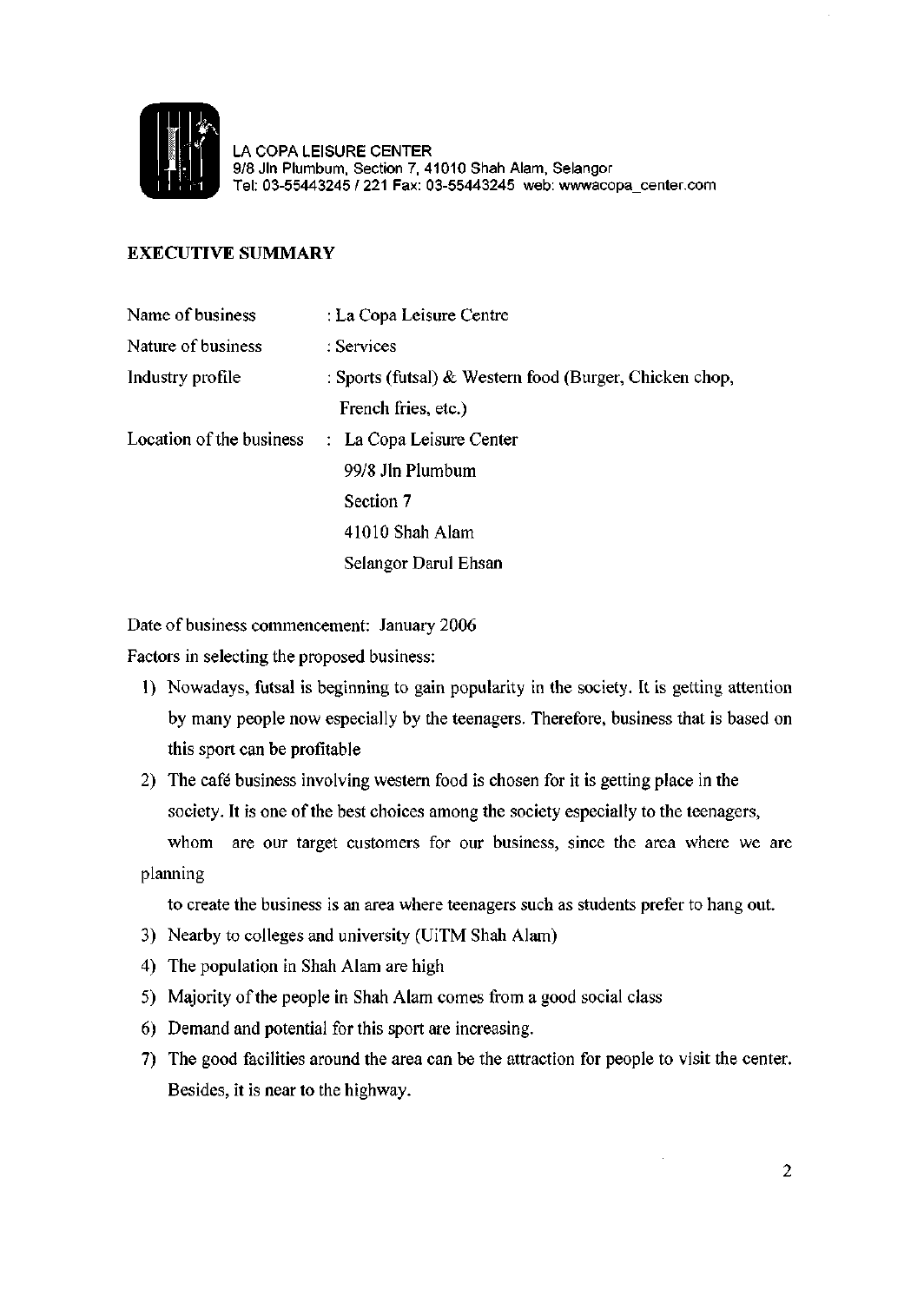LA COPA LEISURE CENTER
9/8 Jln Plumbum, Section 7, 41010 Shah Alam, Selangor
Tel: 03-55443245 / 221 Fax: 03-55443245 web: wwwacopa_center.com

**EXECUTIVE SUMMARY**

| | |
|---|---|
| Name of business | : La Copa Leisure Centre |
| Nature of business | : Services |
| Industry profile | : Sports (futsal) & Western food (Burger, Chicken chop, French fries, etc.) |
| Location of the business | : La Copa Leisure Center<br>99/8 Jln Plumbum<br>Section 7<br>41010 Shah Alam<br>Selangor Darul Ehsan |

Date of business commencement: January 2006

Factors in selecting the proposed business:

1) Nowadays, futsal is beginning to gain popularity in the society. It is getting attention by many people now especially by the teenagers. Therefore, business that is based on this sport can be profitable
2) The café business involving western food is chosen for it is getting place in the society. It is one of the best choices among the society especially to the teenagers, whom are our target customers for our business, since the area where we are planning to create the business is an area where teenagers such as students prefer to hang out.
3) Nearby to colleges and university (UiTM Shah Alam)
4) The population in Shah Alam are high
5) Majority of the people in Shah Alam comes from a good social class
6) Demand and potential for this sport are increasing.
7) The good facilities around the area can be the attraction for people to visit the center. Besides, it is near to the highway.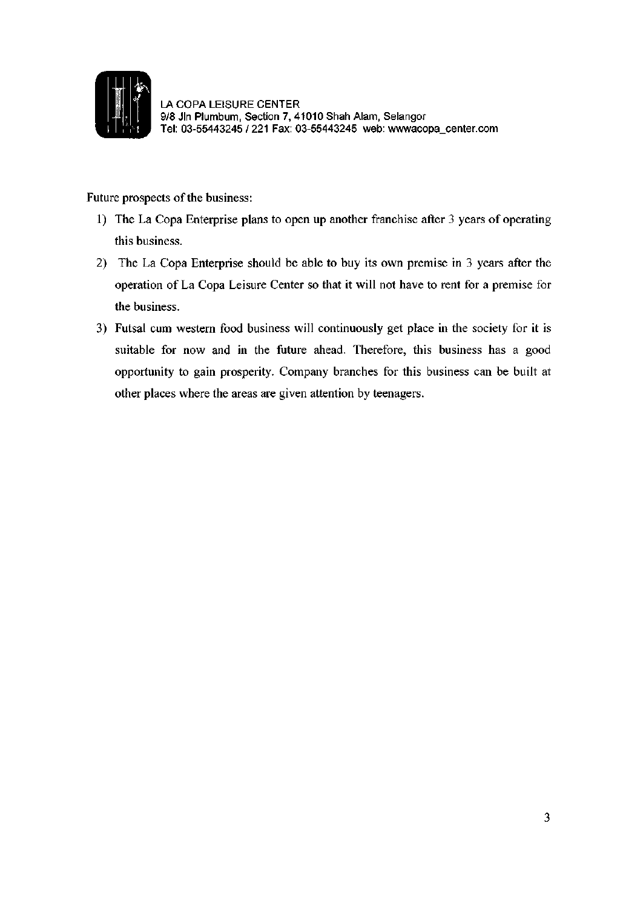Future prospects of the business:

1) The La Copa Enterprise plans to open up another franchise after 3 years of operating this business.
2) The La Copa Enterprise should be able to buy its own premise in 3 years after the operation of La Copa Leisure Center so that it will not have to rent for a premise for the business.
3) Futsal cum western food business will continuously get place in the society for it is suitable for now and in the future ahead. Therefore, this business has a good opportunity to gain prosperity. Company branches for this business can be built at other places where the areas are given attention by teenagers.